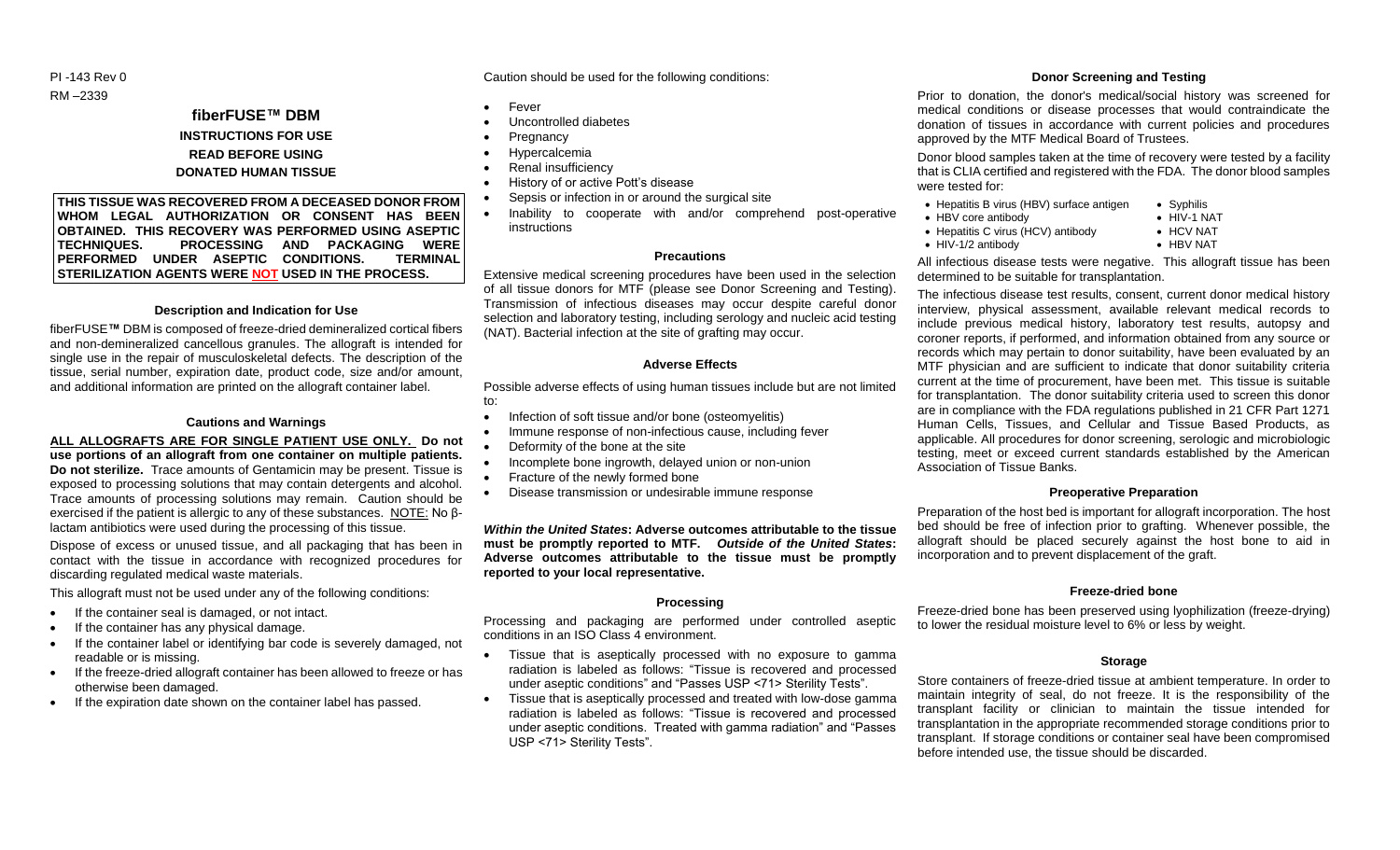PI -143 Rev 0

RM –2339

# fiberFUSE™ DBM

**INSTRUCTIONS FOR USE**

**READ BEFORE USING**

**DONATED HUMAN TISSUE**

**THIS TISSUE WAS RECOVERED FROM A DECEASED DONOR FROM WHOM LEGAL AUTHORIZATION OR CONSENT HAS BEEN OBTAINED. THIS RECOVERY WAS PERFORMED USING ASEPTIC TECHNIQUES. PROCESSING AND PACKAGING WERE PERFORMED UNDER ASEPTIC CONDITIONS. TERMINAL STERILIZATION AGENTS WERE NOT USED IN THE PROCESS.**

## Description and Indication for Use

fiberFUSE**™** DBM is composed of freeze-dried demineralized cortical fibers and non-demineralized cancellous granules. The allograft is intended for single use in the repair of musculoskeletal defects. The description of the tissue, serial number, expiration date, product code, size and/or amount, and additional information are printed on the allograft container label.

## Cautions and Warnings

**ALL ALLOGRAFTS ARE FOR SINGLE PATIENT USE ONLY. Do not use portions of an allograft from one container on multiple patients. Do not sterilize.** Trace amounts of Gentamicin may be present. Tissue is exposed to processing solutions that may contain detergents and alcohol. Trace amounts of processing solutions may remain. Caution should be exercised if the patient is allergic to any of these substances. NOTE: No β-lactam antibiotics were used during the processing of this tissue.

Dispose of excess or unused tissue, and all packaging that has been in contact with the tissue in accordance with recognized procedures for discarding regulated medical waste materials.

This allograft must not be used under any of the following conditions:

- If the container seal is damaged, or not intact.
- If the container has any physical damage.
- If the container label or identifying bar code is severely damaged, not readable or is missing.
- If the freeze-dried allograft container has been allowed to freeze or has otherwise been damaged.
- If the expiration date shown on the container label has passed.

Caution should be used for the following conditions:

- Fever
- Uncontrolled diabetes
- Pregnancy
- Hypercalcemia
- Renal insufficiency
- History of or active Pott's disease
- Sepsis or infection in or around the surgical site
- Inability to cooperate with and/or comprehend post-operative instructions

## Precautions

Extensive medical screening procedures have been used in the selection of all tissue donors for MTF (please see Donor Screening and Testing). Transmission of infectious diseases may occur despite careful donor selection and laboratory testing, including serology and nucleic acid testing (NAT). Bacterial infection at the site of grafting may occur.

## Adverse Effects

Possible adverse effects of using human tissues include but are not limited to:

- Infection of soft tissue and/or bone (osteomyelitis)
- Immune response of non-infectious cause, including fever
- Deformity of the bone at the site
- Incomplete bone ingrowth, delayed union or non-union
- Fracture of the newly formed bone
- Disease transmission or undesirable immune response

***Within the United States*: Adverse outcomes attributable to the tissue must be promptly reported to MTF. *Outside of the United States*: Adverse outcomes attributable to the tissue must be promptly reported to your local representative.**

## Processing

Processing and packaging are performed under controlled aseptic conditions in an ISO Class 4 environment.

- Tissue that is aseptically processed with no exposure to gamma radiation is labeled as follows: "Tissue is recovered and processed under aseptic conditions" and "Passes USP <71> Sterility Tests".
- Tissue that is aseptically processed and treated with low-dose gamma radiation is labeled as follows: "Tissue is recovered and processed under aseptic conditions. Treated with gamma radiation" and "Passes USP <71> Sterility Tests".

## Donor Screening and Testing

Prior to donation, the donor's medical/social history was screened for medical conditions or disease processes that would contraindicate the donation of tissues in accordance with current policies and procedures approved by the MTF Medical Board of Trustees.

Donor blood samples taken at the time of recovery were tested by a facility that is CLIA certified and registered with the FDA. The donor blood samples were tested for:

- Hepatitis B virus (HBV) surface antigen
- HBV core antibody
- Hepatitis C virus (HCV) antibody
- HIV-1/2 antibody
- Syphilis
- HIV-1 NAT
- HCV NAT
- HBV NAT

All infectious disease tests were negative. This allograft tissue has been determined to be suitable for transplantation.

The infectious disease test results, consent, current donor medical history interview, physical assessment, available relevant medical records to include previous medical history, laboratory test results, autopsy and coroner reports, if performed, and information obtained from any source or records which may pertain to donor suitability, have been evaluated by an MTF physician and are sufficient to indicate that donor suitability criteria current at the time of procurement, have been met. This tissue is suitable for transplantation. The donor suitability criteria used to screen this donor are in compliance with the FDA regulations published in 21 CFR Part 1271 Human Cells, Tissues, and Cellular and Tissue Based Products, as applicable. All procedures for donor screening, serologic and microbiologic testing, meet or exceed current standards established by the American Association of Tissue Banks.

## Preoperative Preparation

Preparation of the host bed is important for allograft incorporation. The host bed should be free of infection prior to grafting. Whenever possible, the allograft should be placed securely against the host bone to aid in incorporation and to prevent displacement of the graft.

## Freeze-dried bone

Freeze-dried bone has been preserved using lyophilization (freeze-drying) to lower the residual moisture level to 6% or less by weight.

## Storage

Store containers of freeze-dried tissue at ambient temperature. In order to maintain integrity of seal, do not freeze. It is the responsibility of the transplant facility or clinician to maintain the tissue intended for transplantation in the appropriate recommended storage conditions prior to transplant. If storage conditions or container seal have been compromised before intended use, the tissue should be discarded.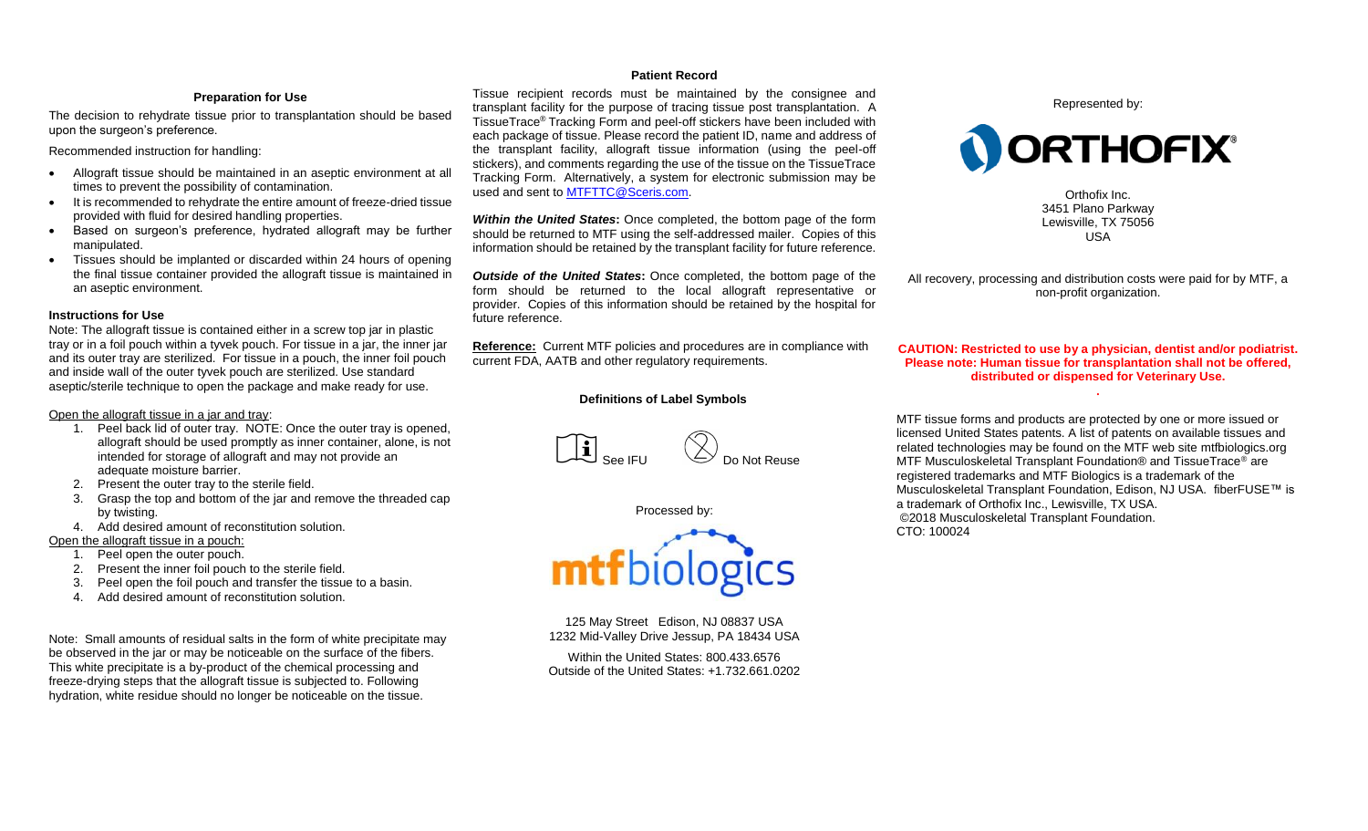## Preparation for Use

The decision to rehydrate tissue prior to transplantation should be based upon the surgeon's preference.

Recommended instruction for handling:

- Allograft tissue should be maintained in an aseptic environment at all times to prevent the possibility of contamination.
- It is recommended to rehydrate the entire amount of freeze-dried tissue provided with fluid for desired handling properties.
- Based on surgeon's preference, hydrated allograft may be further manipulated.
- Tissues should be implanted or discarded within 24 hours of opening the final tissue container provided the allograft tissue is maintained in an aseptic environment.

### Instructions for Use

Note: The allograft tissue is contained either in a screw top jar in plastic tray or in a foil pouch within a tyvek pouch. For tissue in a jar, the inner jar and its outer tray are sterilized. For tissue in a pouch, the inner foil pouch and inside wall of the outer tyvek pouch are sterilized. Use standard aseptic/sterile technique to open the package and make ready for use.

Open the allograft tissue in a jar and tray:

1. Peel back lid of outer tray. NOTE: Once the outer tray is opened, allograft should be used promptly as inner container, alone, is not intended for storage of allograft and may not provide an adequate moisture barrier.
2. Present the outer tray to the sterile field.
3. Grasp the top and bottom of the jar and remove the threaded cap by twisting.
4. Add desired amount of reconstitution solution.

Open the allograft tissue in a pouch:

1. Peel open the outer pouch.
2. Present the inner foil pouch to the sterile field.
3. Peel open the foil pouch and transfer the tissue to a basin.
4. Add desired amount of reconstitution solution.

Note: Small amounts of residual salts in the form of white precipitate may be observed in the jar or may be noticeable on the surface of the fibers. This white precipitate is a by-product of the chemical processing and freeze-drying steps that the allograft tissue is subjected to. Following hydration, white residue should no longer be noticeable on the tissue.

## Patient Record

Tissue recipient records must be maintained by the consignee and transplant facility for the purpose of tracing tissue post transplantation. A TissueTrace® Tracking Form and peel-off stickers have been included with each package of tissue. Please record the patient ID, name and address of the transplant facility, allograft tissue information (using the peel-off stickers), and comments regarding the use of the tissue on the TissueTrace Tracking Form. Alternatively, a system for electronic submission may be used and sent to MTFTTC@Sceris.com.

***Within the United States*:** Once completed, the bottom page of the form should be returned to MTF using the self-addressed mailer. Copies of this information should be retained by the transplant facility for future reference.

***Outside of the United States*:** Once completed, the bottom page of the form should be returned to the local allograft representative or provider. Copies of this information should be retained by the hospital for future reference.

**Reference:** Current MTF policies and procedures are in compliance with current FDA, AATB and other regulatory requirements.

### Definitions of Label Symbols

See IFU

Do Not Reuse

Processed by:

mtfbiologics

125 May Street Edison, NJ 08837 USA
1232 Mid-Valley Drive Jessup, PA 18434 USA

Within the United States: 800.433.6576
Outside of the United States: +1.732.661.0202

Represented by:

ORTHOFIX®

Orthofix Inc.
3451 Plano Parkway
Lewisville, TX 75056
USA

All recovery, processing and distribution costs were paid for by MTF, a non-profit organization.

**CAUTION: Restricted to use by a physician, dentist and/or podiatrist. Please note: Human tissue for transplantation shall not be offered, distributed or dispensed for Veterinary Use.**

MTF tissue forms and products are protected by one or more issued or licensed United States patents. A list of patents on available tissues and related technologies may be found on the MTF web site mtfbiologics.org MTF Musculoskeletal Transplant Foundation® and TissueTrace® are registered trademarks and MTF Biologics is a trademark of the Musculoskeletal Transplant Foundation, Edison, NJ USA. fiberFUSE™ is a trademark of Orthofix Inc., Lewisville, TX USA.
©2018 Musculoskeletal Transplant Foundation.
CTO: 100024